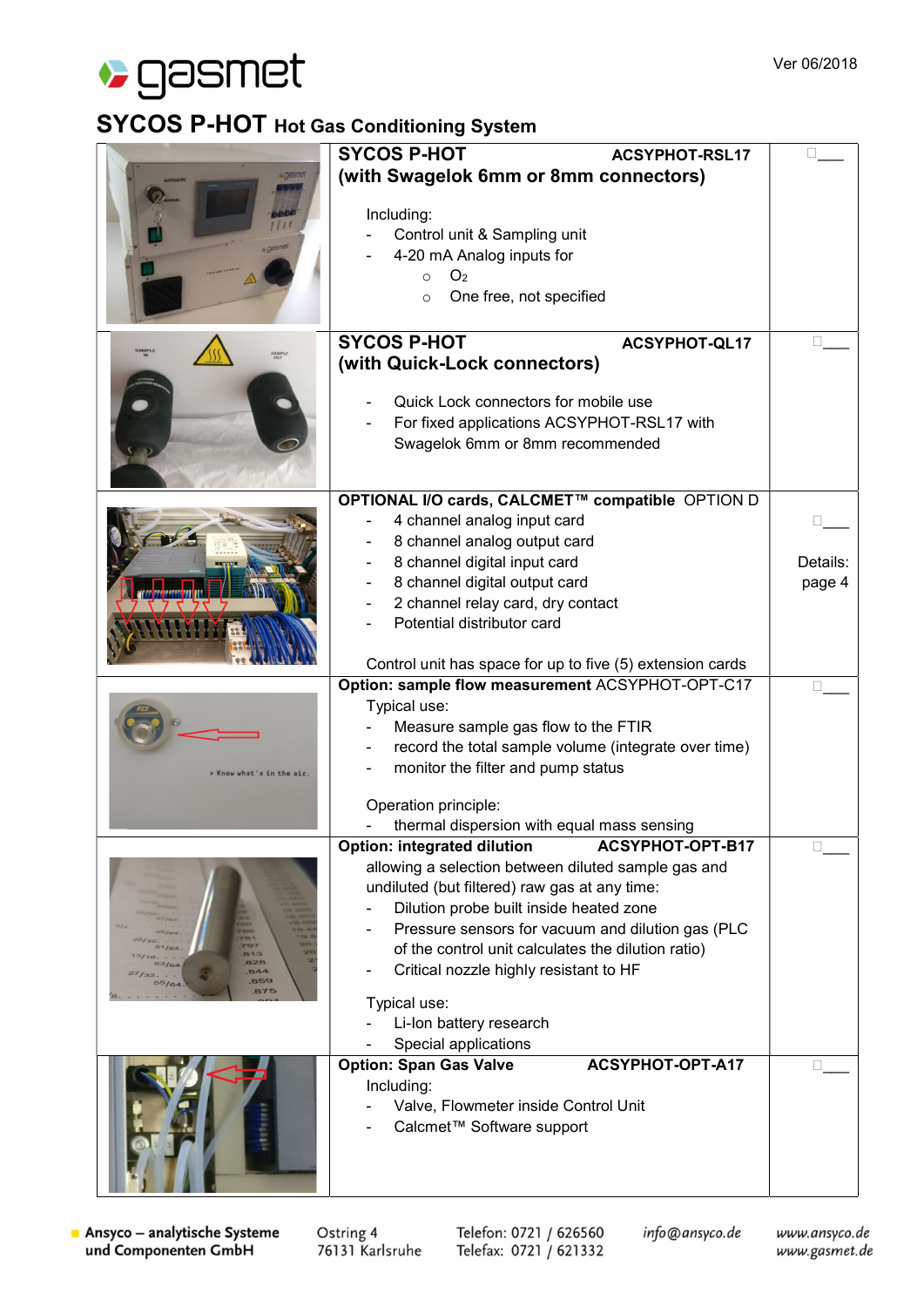Ver 06/2018

# SYCOS P-HOT Hot Gas Conditioning System

| | | |
|---|---|---|
| | **SYCOS P-HOT** **ACSYPHOT-RSL17**<br>**(with Swagelok 6mm or 8mm connectors)**<br><br>Including:<br>- Control unit & Sampling unit<br>- 4-20 mA Analog inputs for<br>  ○ $O_2$<br>  ○ One free, not specified | ☐___ |
| | **SYCOS P-HOT** **ACSYPHOT-QL17**<br>**(with Quick-Lock connectors)**<br><br>- Quick Lock connectors for mobile use<br>- For fixed applications ACSYPHOT-RSL17 with Swagelok 6mm or 8mm recommended | ☐___ |
| | **OPTIONAL I/O cards, CALCMET™ compatible** OPTION D<br>- 4 channel analog input card<br>- 8 channel analog output card<br>- 8 channel digital input card<br>- 8 channel digital output card<br>- 2 channel relay card, dry contact<br>- Potential distributor card<br><br>Control unit has space for up to five (5) extension cards | ☐___<br><br>Details: page 4 |
| | **Option: sample flow measurement** ACSYPHOT-OPT-C17<br>Typical use:<br>- Measure sample gas flow to the FTIR<br>- record the total sample volume (integrate over time)<br>- monitor the filter and pump status<br><br>Operation principle:<br>- thermal dispersion with equal mass sensing | ☐___ |
| | **Option: integrated dilution** **ACSYPHOT-OPT-B17**<br>allowing a selection between diluted sample gas and undiluted (but filtered) raw gas at any time:<br>- Dilution probe built inside heated zone<br>- Pressure sensors for vacuum and dilution gas (PLC of the control unit calculates the dilution ratio)<br>- Critical nozzle highly resistant to HF<br><br>Typical use:<br>- Li-Ion battery research<br>- Special applications | ☐___ |
| | **Option: Span Gas Valve** **ACSYPHOT-OPT-A17**<br>Including:<br>- Valve, Flowmeter inside Control Unit<br>- Calcmet™ Software support | ☐___ |

Ansyco – analytische Systeme und Componenten GmbH | Ostring 4, 76131 Karlsruhe | Telefon: 0721 / 626560, Telefax: 0721 / 621332 | info@ansyco.de | www.ansyco.de, www.gasmet.de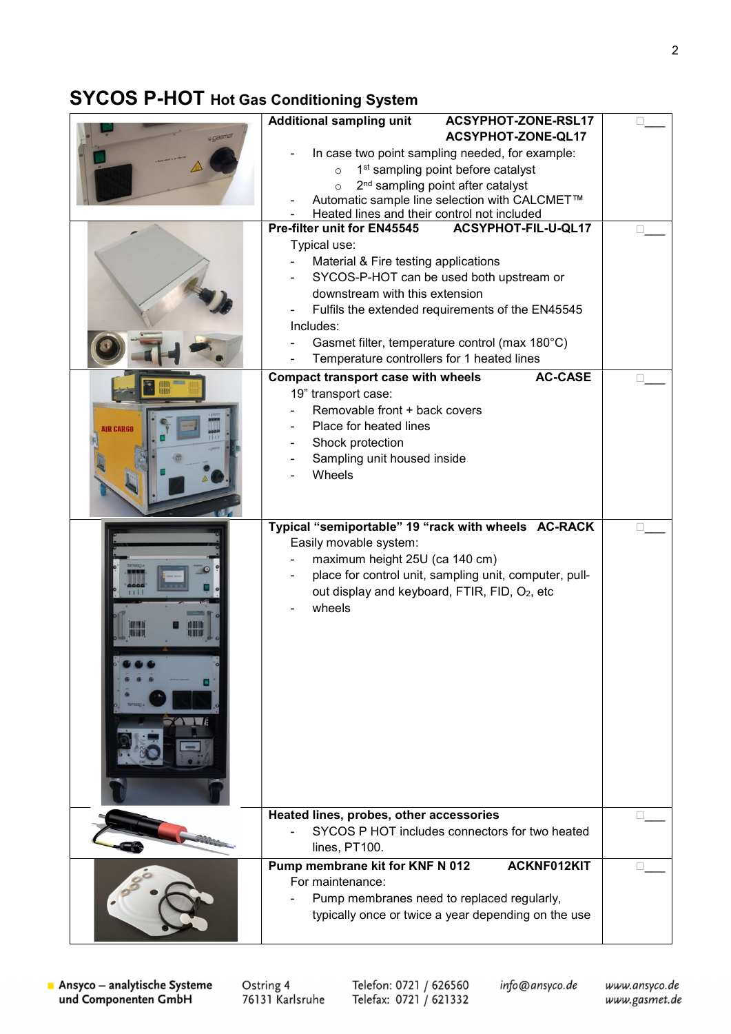## SYCOS P-HOT Hot Gas Conditioning System

| | | |
|---|---|---|
| | **Additional sampling unit** **ACSYPHOT-ZONE-RSL17 ACSYPHOT-ZONE-QL17**<br>- In case two point sampling needed, for example:<br>  ○ 1st sampling point before catalyst<br>  ○ 2nd sampling point after catalyst<br>- Automatic sample line selection with CALCMET™<br>- Heated lines and their control not included | ☐___ |
| | **Pre-filter unit for EN45545** **ACSYPHOT-FIL-U-QL17**<br>Typical use:<br>- Material & Fire testing applications<br>- SYCOS-P-HOT can be used both upstream or downstream with this extension<br>- Fulfils the extended requirements of the EN45545<br>Includes:<br>- Gasmet filter, temperature control (max 180°C)<br>- Temperature controllers for 1 heated lines | ☐___ |
| | **Compact transport case with wheels** **AC-CASE**<br>19" transport case:<br>- Removable front + back covers<br>- Place for heated lines<br>- Shock protection<br>- Sampling unit housed inside<br>- Wheels | ☐___ |
| | **Typical "semiportable" 19 "rack with wheels** **AC-RACK**<br>Easily movable system:<br>- maximum height 25U (ca 140 cm)<br>- place for control unit, sampling unit, computer, pull-out display and keyboard, FTIR, FID, $O_2$, etc<br>- wheels | ☐___ |
| | **Heated lines, probes, other accessories**<br>- SYCOS P HOT includes connectors for two heated lines, PT100. | ☐___ |
| | **Pump membrane kit for KNF N 012** **ACKNF012KIT**<br>For maintenance:<br>- Pump membranes need to replaced regularly, typically once or twice a year depending on the use | ☐___ |

Ansyco – analytische Systeme und Componenten GmbH | Ostring 4, 76131 Karlsruhe | Telefon: 0721 / 626560 | Telefax: 0721 / 621332 | info@ansyco.de | www.ansyco.de | www.gasmet.de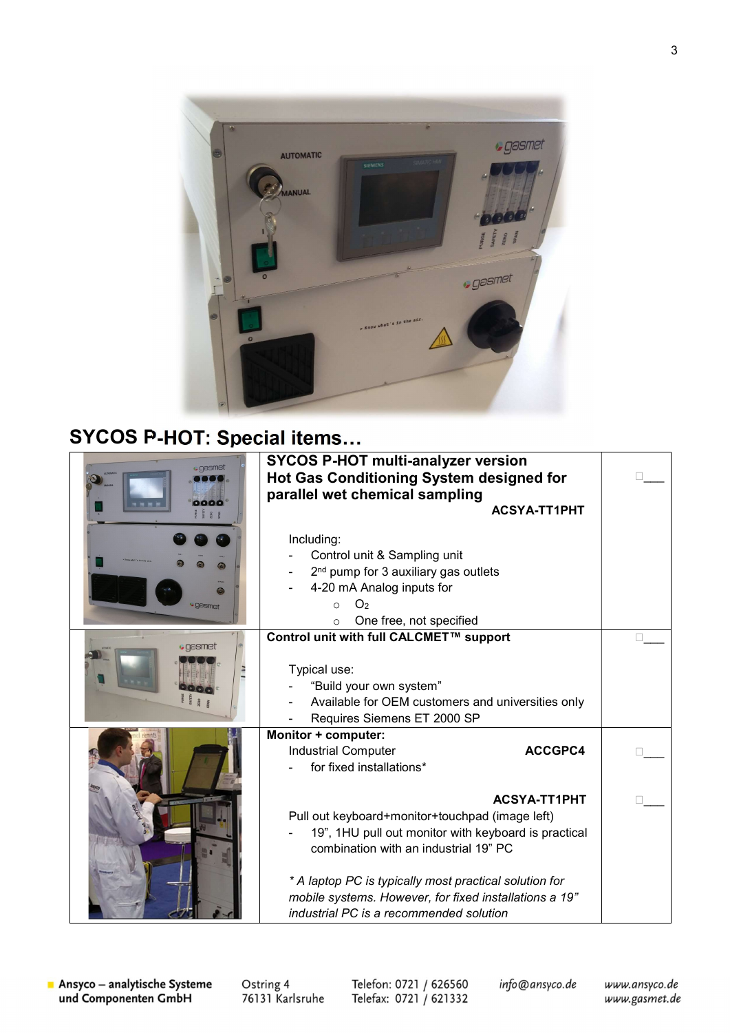## SYCOS P-HOT: Special items…

| | | |
|---|---|---|
| | **SYCOS P-HOT multi-analyzer version**<br>**Hot Gas Conditioning System designed for parallel wet chemical sampling**<br>**ACSYA-TT1PHT**<br><br>Including:<br>- Control unit & Sampling unit<br>- 2nd pump for 3 auxiliary gas outlets<br>- 4-20 mA Analog inputs for<br>  - $O_2$<br>  - One free, not specified | ☐___ |
| | **Control unit with full CALCMET™ support**<br><br>Typical use:<br>- "Build your own system"<br>- Available for OEM customers and universities only<br>- Requires Siemens ET 2000 SP | ☐___ |
| | **Monitor + computer:**<br>Industrial Computer **ACCGPC4**<br>- for fixed installations*<br><br>**ACSYA-TT1PHT**<br>Pull out keyboard+monitor+touchpad (image left)<br>- 19", 1HU pull out monitor with keyboard is practical combination with an industrial 19" PC<br><br>*\* A laptop PC is typically most practical solution for mobile systems. However, for fixed installations a 19" industrial PC is a recommended solution* | ☐___<br><br><br><br>☐___ |

Ansyco – analytische Systeme und Componenten GmbH | Ostring 4, 76131 Karlsruhe | Telefon: 0721 / 626560 | Telefax: 0721 / 621332 | info@ansyco.de | www.ansyco.de | www.gasmet.de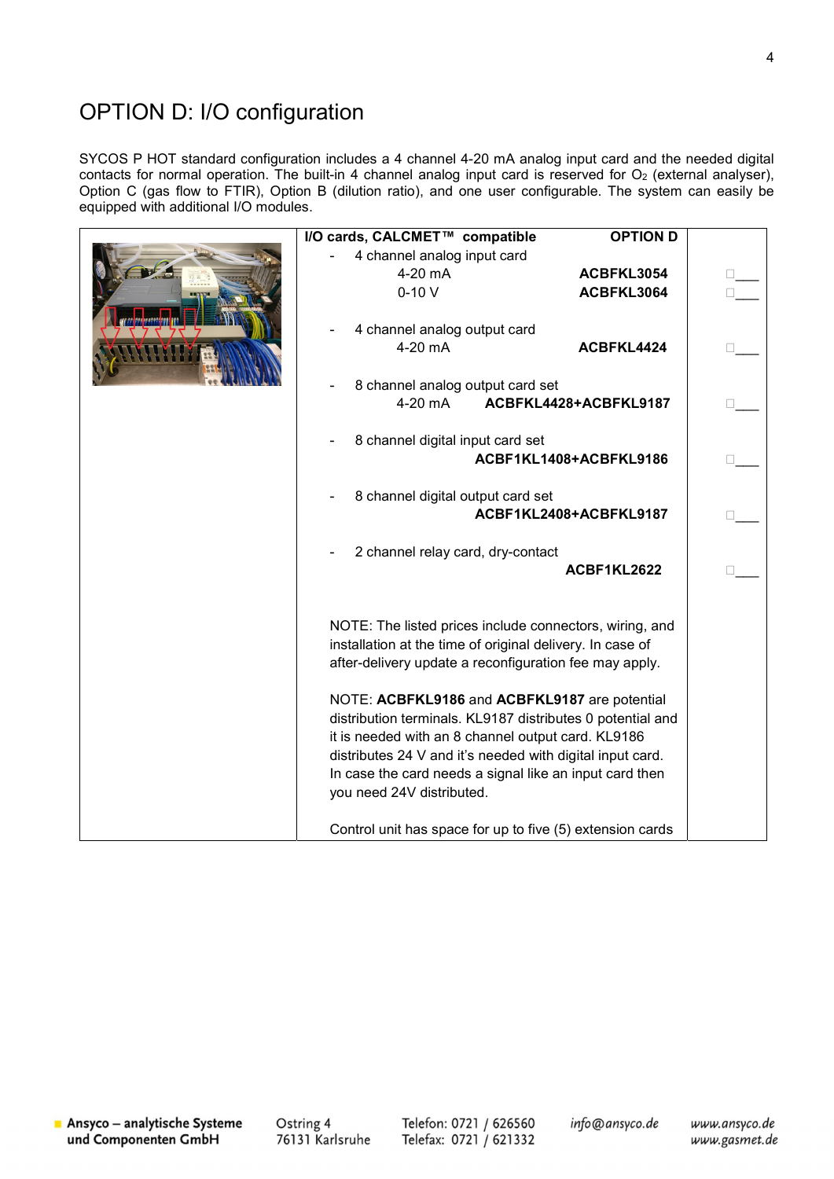# OPTION D: I/O configuration

SYCOS P HOT standard configuration includes a 4 channel 4-20 mA analog input card and the needed digital contacts for normal operation. The built-in 4 channel analog input card is reserved for $O_2$ (external analyser), Option C (gas flow to FTIR), Option B (dilution ratio), and one user configurable. The system can easily be equipped with additional I/O modules.

| | **I/O cards, CALCMET™ compatible** | **OPTION D** | |
|---|---|---|---|
| | - 4 channel analog input card | | |
| | 4-20 mA | **ACBFKL3054** | ☐___ |
| | 0-10 V | **ACBFKL3064** | ☐___ |
| | - 4 channel analog output card | | |
| | 4-20 mA | **ACBFKL4424** | ☐___ |
| | - 8 channel analog output card set | | |
| | 4-20 mA | **ACBFKL4428+ACBFKL9187** | ☐___ |
| | - 8 channel digital input card set | | |
| | | **ACBF1KL1408+ACBFKL9186** | ☐___ |
| | - 8 channel digital output card set | | |
| | | **ACBF1KL2408+ACBFKL9187** | ☐___ |
| | - 2 channel relay card, dry-contact | | |
| | | **ACBF1KL2622** | ☐___ |
| | NOTE: The listed prices include connectors, wiring, and installation at the time of original delivery. In case of after-delivery update a reconfiguration fee may apply. | | |
| | NOTE: **ACBFKL9186** and **ACBFKL9187** are potential distribution terminals. KL9187 distributes 0 potential and it is needed with an 8 channel output card. KL9186 distributes 24 V and it's needed with digital input card. In case the card needs a signal like an input card then you need 24V distributed. | | |
| | Control unit has space for up to five (5) extension cards | | |

**Ansyco – analytische Systeme und Componenten GmbH** Ostring 4 76131 Karlsruhe Telefon: 0721 / 626560 Telefax: 0721 / 621332 info@ansyco.de www.ansyco.de www.gasmet.de